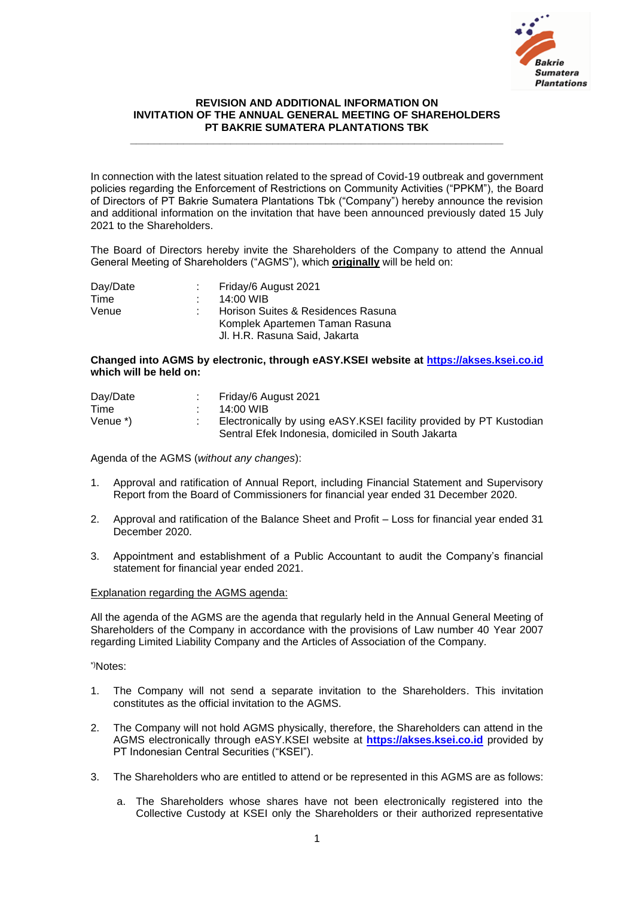**REVISION AND ADDITIONAL INFORMATION ON**
**INVITATION OF THE ANNUAL GENERAL MEETING OF SHAREHOLDERS**
**PT BAKRIE SUMATERA PLANTATIONS TBK**

---

In connection with the latest situation related to the spread of Covid-19 outbreak and government policies regarding the Enforcement of Restrictions on Community Activities ("PPKM"), the Board of Directors of PT Bakrie Sumatera Plantations Tbk ("Company") hereby announce the revision and additional information on the invitation that have been announced previously dated 15 July 2021 to the Shareholders.

The Board of Directors hereby invite the Shareholders of the Company to attend the Annual General Meeting of Shareholders ("AGMS"), which **originally** will be held on:

| | | |
|---|---|---|
| Day/Date | : | Friday/6 August 2021 |
| Time | : | 14:00 WIB |
| Venue | : | Horison Suites & Residences Rasuna<br>Komplek Apartemen Taman Rasuna<br>Jl. H.R. Rasuna Said, Jakarta |

**Changed into AGMS by electronic, through eASY.KSEI website at https://akses.ksei.co.id which will be held on:**

| | | |
|---|---|---|
| Day/Date | : | Friday/6 August 2021 |
| Time | : | 14:00 WIB |
| Venue *) | : | Electronically by using eASY.KSEI facility provided by PT Kustodian Sentral Efek Indonesia, domiciled in South Jakarta |

Agenda of the AGMS (*without any changes*):

1. Approval and ratification of Annual Report, including Financial Statement and Supervisory Report from the Board of Commissioners for financial year ended 31 December 2020.

2. Approval and ratification of the Balance Sheet and Profit – Loss for financial year ended 31 December 2020.

3. Appointment and establishment of a Public Accountant to audit the Company's financial statement for financial year ended 2021.

Explanation regarding the AGMS agenda:

All the agenda of the AGMS are the agenda that regularly held in the Annual General Meeting of Shareholders of the Company in accordance with the provisions of Law number 40 Year 2007 regarding Limited Liability Company and the Articles of Association of the Company.

*)Notes:

1. The Company will not send a separate invitation to the Shareholders. This invitation constitutes as the official invitation to the AGMS.

2. The Company will not hold AGMS physically, therefore, the Shareholders can attend in the AGMS electronically through eASY.KSEI website at **https://akses.ksei.co.id** provided by PT Indonesian Central Securities ("KSEI").

3. The Shareholders who are entitled to attend or be represented in this AGMS are as follows:

   a. The Shareholders whose shares have not been electronically registered into the Collective Custody at KSEI only the Shareholders or their authorized representative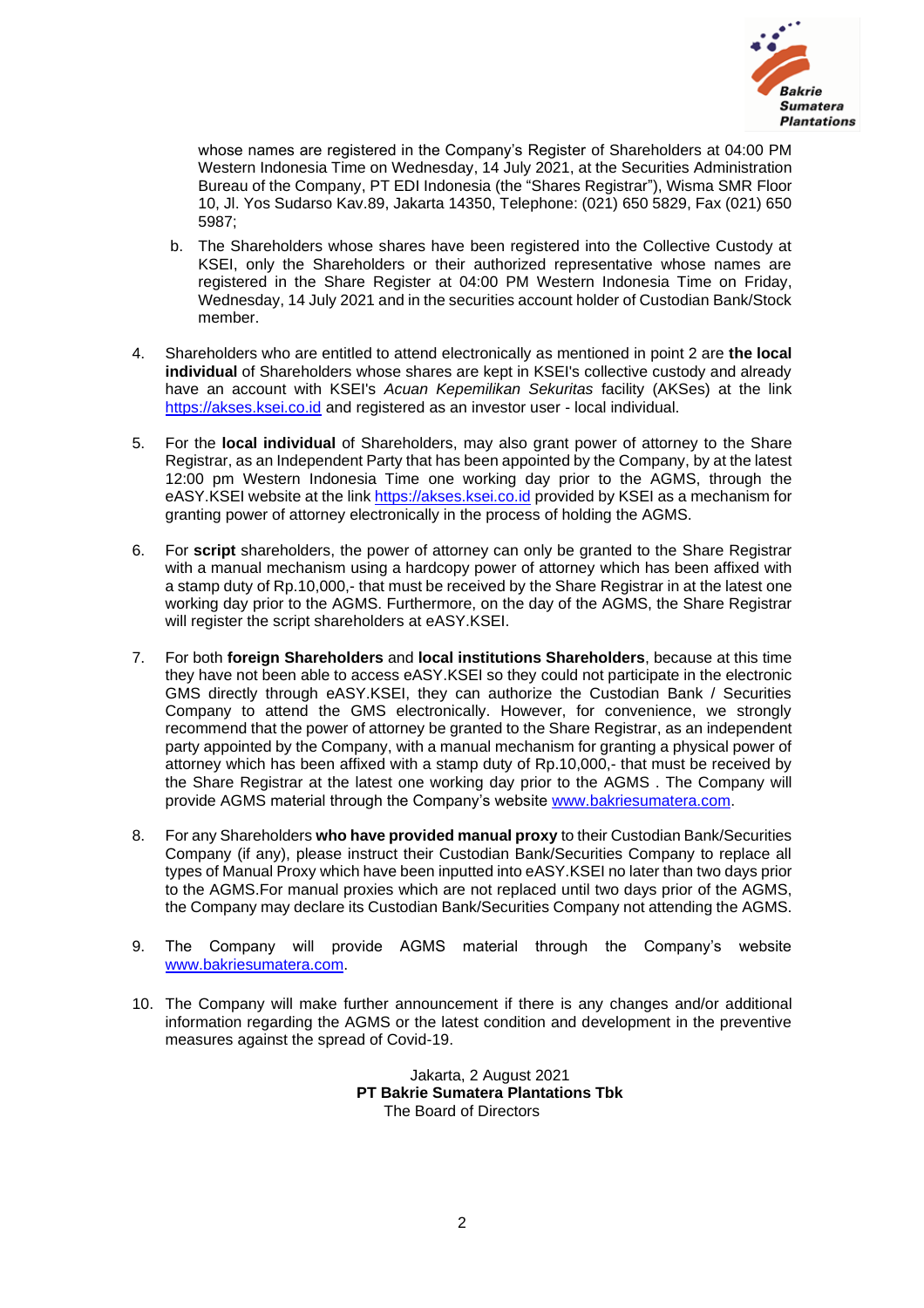whose names are registered in the Company's Register of Shareholders at 04:00 PM Western Indonesia Time on Wednesday, 14 July 2021, at the Securities Administration Bureau of the Company, PT EDI Indonesia (the "Shares Registrar"), Wisma SMR Floor 10, Jl. Yos Sudarso Kav.89, Jakarta 14350, Telephone: (021) 650 5829, Fax (021) 650 5987;

b. The Shareholders whose shares have been registered into the Collective Custody at KSEI, only the Shareholders or their authorized representative whose names are registered in the Share Register at 04:00 PM Western Indonesia Time on Friday, Wednesday, 14 July 2021 and in the securities account holder of Custodian Bank/Stock member.

4. Shareholders who are entitled to attend electronically as mentioned in point 2 are **the local individual** of Shareholders whose shares are kept in KSEI's collective custody and already have an account with KSEI's *Acuan Kepemilikan Sekuritas* facility (AKSes) at the link https://akses.ksei.co.id and registered as an investor user - local individual.

5. For the **local individual** of Shareholders, may also grant power of attorney to the Share Registrar, as an Independent Party that has been appointed by the Company, by at the latest 12:00 pm Western Indonesia Time one working day prior to the AGMS, through the eASY.KSEI website at the link https://akses.ksei.co.id provided by KSEI as a mechanism for granting power of attorney electronically in the process of holding the AGMS.

6. For **script** shareholders, the power of attorney can only be granted to the Share Registrar with a manual mechanism using a hardcopy power of attorney which has been affixed with a stamp duty of Rp.10,000,- that must be received by the Share Registrar in at the latest one working day prior to the AGMS. Furthermore, on the day of the AGMS, the Share Registrar will register the script shareholders at eASY.KSEI.

7. For both **foreign Shareholders** and **local institutions Shareholders**, because at this time they have not been able to access eASY.KSEI so they could not participate in the electronic GMS directly through eASY.KSEI, they can authorize the Custodian Bank / Securities Company to attend the GMS electronically. However, for convenience, we strongly recommend that the power of attorney be granted to the Share Registrar, as an independent party appointed by the Company, with a manual mechanism for granting a physical power of attorney which has been affixed with a stamp duty of Rp.10,000,- that must be received by the Share Registrar at the latest one working day prior to the AGMS . The Company will provide AGMS material through the Company's website www.bakriesumatera.com.

8. For any Shareholders **who have provided manual proxy** to their Custodian Bank/Securities Company (if any), please instruct their Custodian Bank/Securities Company to replace all types of Manual Proxy which have been inputted into eASY.KSEI no later than two days prior to the AGMS.For manual proxies which are not replaced until two days prior of the AGMS, the Company may declare its Custodian Bank/Securities Company not attending the AGMS.

9. The Company will provide AGMS material through the Company's website www.bakriesumatera.com.

10. The Company will make further announcement if there is any changes and/or additional information regarding the AGMS or the latest condition and development in the preventive measures against the spread of Covid-19.

Jakarta, 2 August 2021
**PT Bakrie Sumatera Plantations Tbk**
The Board of Directors